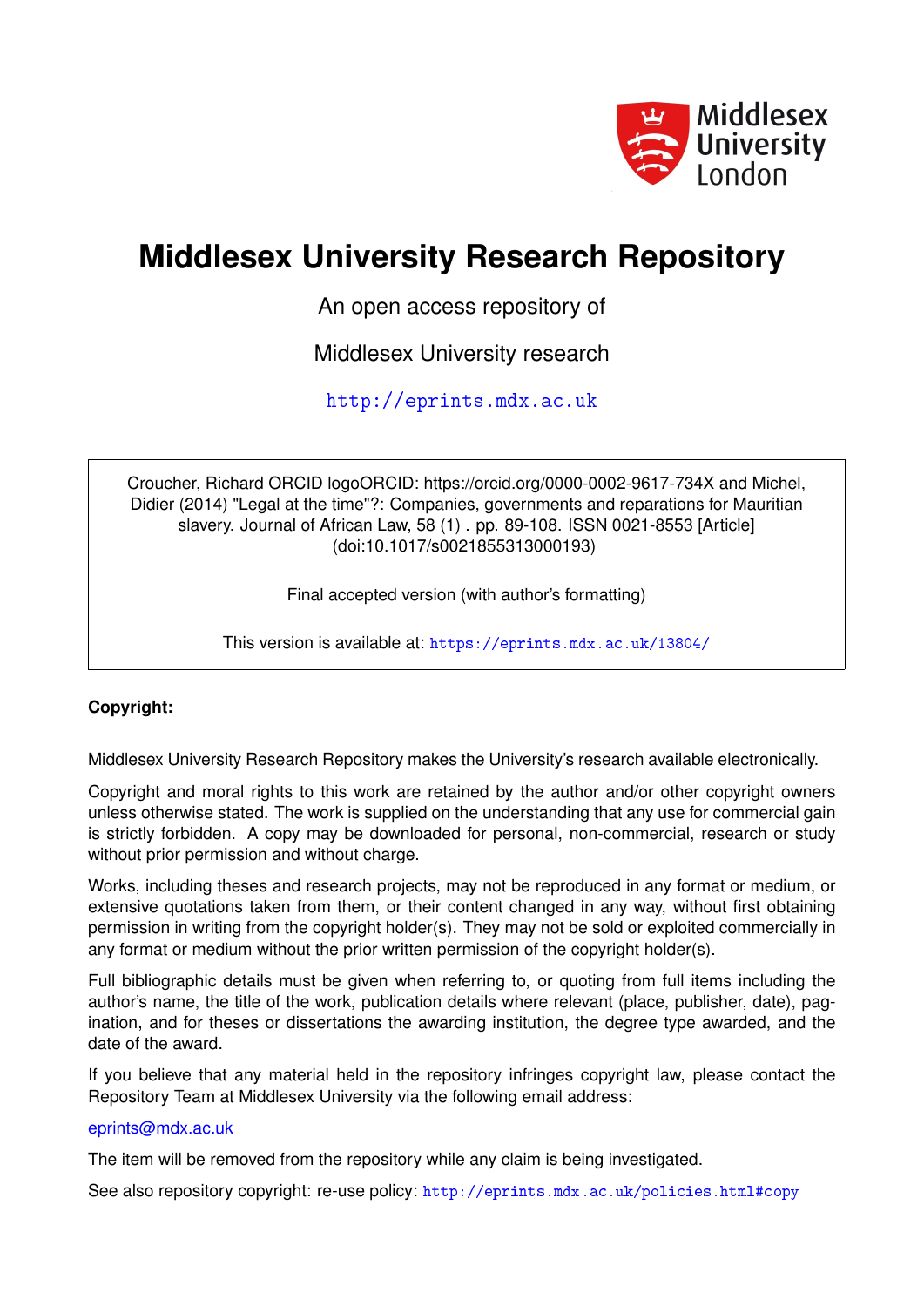# Middlesex University Research Repository

An open access repository of

Middlesex University research

http://eprints.mdx.ac.uk

Croucher, Richard ORCID logoORCID: https://orcid.org/0000-0002-9617-734X and Michel, Didier (2014) "Legal at the time"?: Companies, governments and reparations for Mauritian slavery. Journal of African Law, 58 (1) . pp. 89-108. ISSN 0021-8553 [Article] (doi:10.1017/s0021855313000193)

Final accepted version (with author's formatting)

This version is available at: https://eprints.mdx.ac.uk/13804/

**Copyright:**

Middlesex University Research Repository makes the University's research available electronically.

Copyright and moral rights to this work are retained by the author and/or other copyright owners unless otherwise stated. The work is supplied on the understanding that any use for commercial gain is strictly forbidden. A copy may be downloaded for personal, non-commercial, research or study without prior permission and without charge.

Works, including theses and research projects, may not be reproduced in any format or medium, or extensive quotations taken from them, or their content changed in any way, without first obtaining permission in writing from the copyright holder(s). They may not be sold or exploited commercially in any format or medium without the prior written permission of the copyright holder(s).

Full bibliographic details must be given when referring to, or quoting from full items including the author's name, the title of the work, publication details where relevant (place, publisher, date), pagination, and for theses or dissertations the awarding institution, the degree type awarded, and the date of the award.

If you believe that any material held in the repository infringes copyright law, please contact the Repository Team at Middlesex University via the following email address:

eprints@mdx.ac.uk

The item will be removed from the repository while any claim is being investigated.

See also repository copyright: re-use policy: http://eprints.mdx.ac.uk/policies.html#copy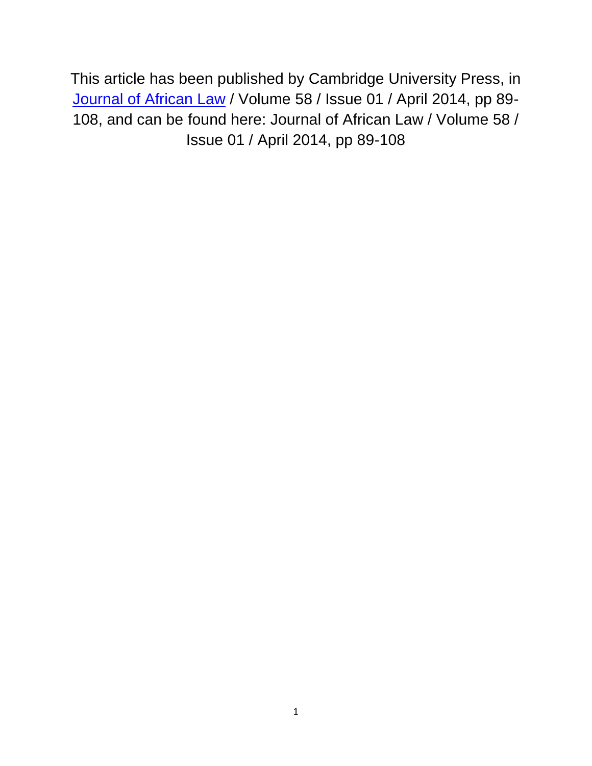This article has been published by Cambridge University Press, in [Journal of African Law](#) / Volume 58 / Issue 01 / April 2014, pp 89-108, and can be found here: Journal of African Law / Volume 58 / Issue 01 / April 2014, pp 89-108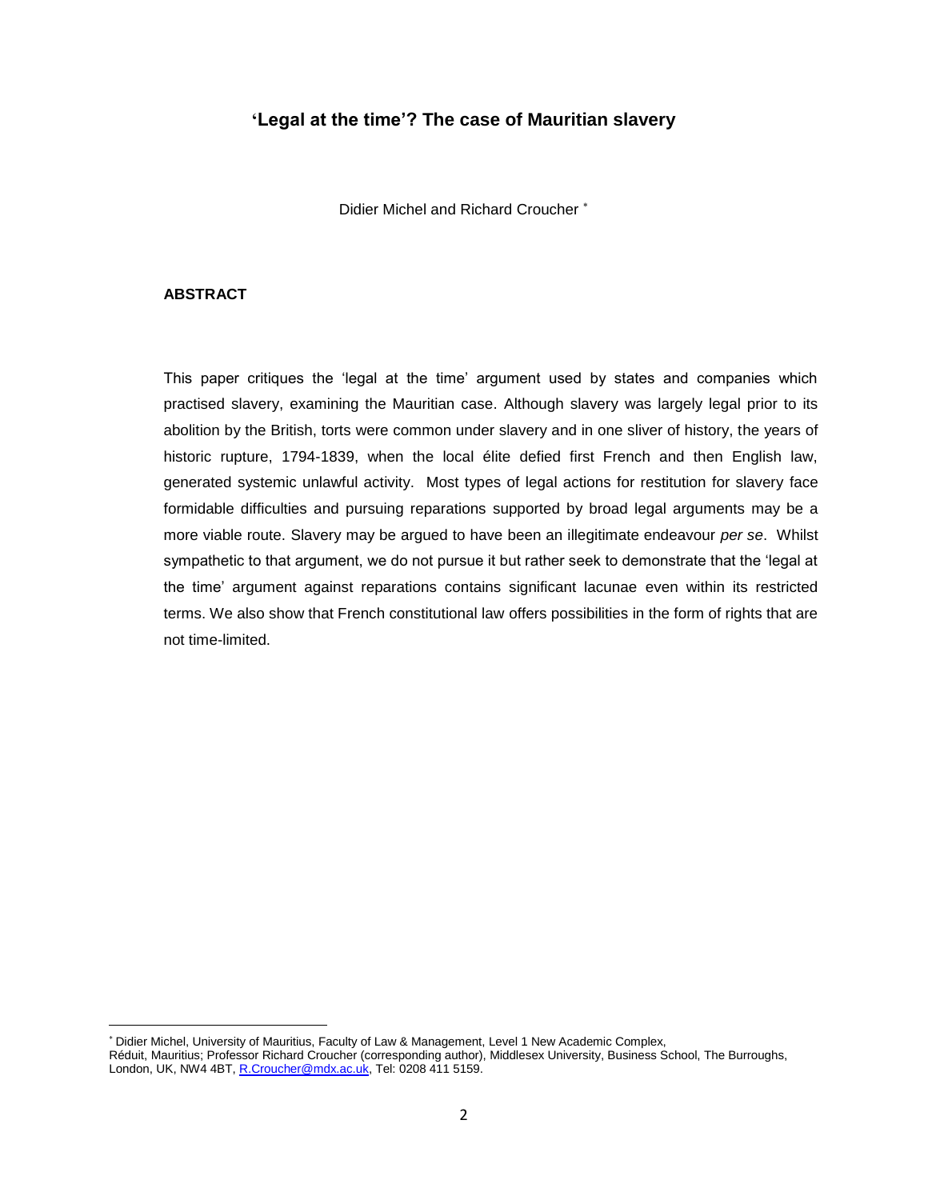# 'Legal at the time'? The case of Mauritian slavery

Didier Michel and Richard Croucher *

### ABSTRACT

This paper critiques the 'legal at the time' argument used by states and companies which practised slavery, examining the Mauritian case. Although slavery was largely legal prior to its abolition by the British, torts were common under slavery and in one sliver of history, the years of historic rupture, 1794-1839, when the local élite defied first French and then English law, generated systemic unlawful activity. Most types of legal actions for restitution for slavery face formidable difficulties and pursuing reparations supported by broad legal arguments may be a more viable route. Slavery may be argued to have been an illegitimate endeavour *per se*. Whilst sympathetic to that argument, we do not pursue it but rather seek to demonstrate that the 'legal at the time' argument against reparations contains significant lacunae even within its restricted terms. We also show that French constitutional law offers possibilities in the form of rights that are not time-limited.

---

* Didier Michel, University of Mauritius, Faculty of Law & Management, Level 1 New Academic Complex, Réduit, Mauritius; Professor Richard Croucher (corresponding author), Middlesex University, Business School, The Burroughs, London, UK, NW4 4BT, R.Croucher@mdx.ac.uk, Tel: 0208 411 5159.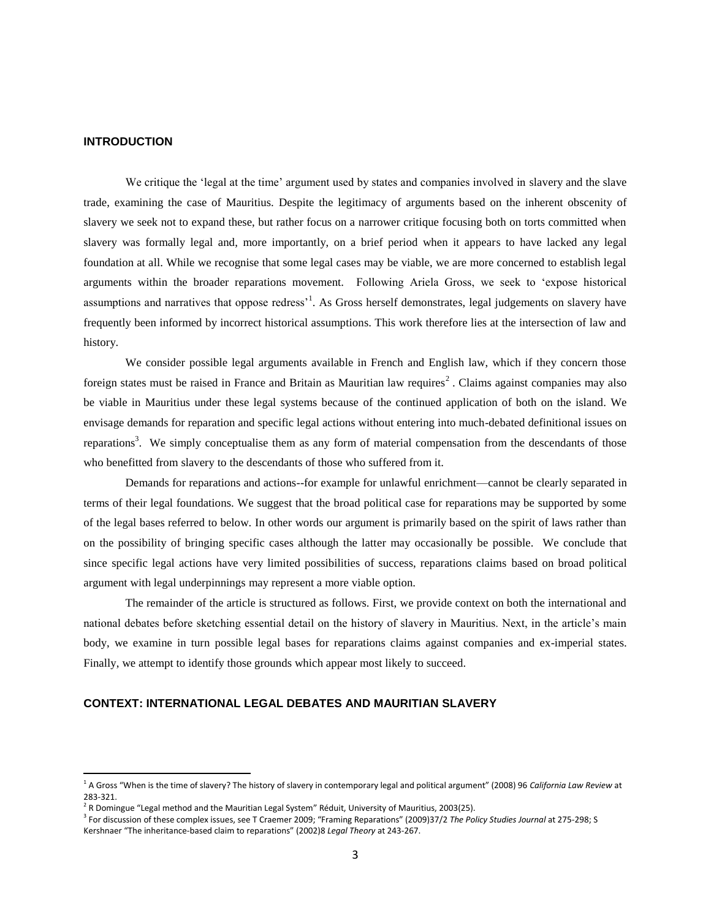## INTRODUCTION

We critique the 'legal at the time' argument used by states and companies involved in slavery and the slave trade, examining the case of Mauritius. Despite the legitimacy of arguments based on the inherent obscenity of slavery we seek not to expand these, but rather focus on a narrower critique focusing both on torts committed when slavery was formally legal and, more importantly, on a brief period when it appears to have lacked any legal foundation at all. While we recognise that some legal cases may be viable, we are more concerned to establish legal arguments within the broader reparations movement. Following Ariela Gross, we seek to 'expose historical assumptions and narratives that oppose redress'[1]. As Gross herself demonstrates, legal judgements on slavery have frequently been informed by incorrect historical assumptions. This work therefore lies at the intersection of law and history.

We consider possible legal arguments available in French and English law, which if they concern those foreign states must be raised in France and Britain as Mauritian law requires[2]. Claims against companies may also be viable in Mauritius under these legal systems because of the continued application of both on the island. We envisage demands for reparation and specific legal actions without entering into much-debated definitional issues on reparations[3]. We simply conceptualise them as any form of material compensation from the descendants of those who benefitted from slavery to the descendants of those who suffered from it.

Demands for reparations and actions--for example for unlawful enrichment—cannot be clearly separated in terms of their legal foundations. We suggest that the broad political case for reparations may be supported by some of the legal bases referred to below. In other words our argument is primarily based on the spirit of laws rather than on the possibility of bringing specific cases although the latter may occasionally be possible. We conclude that since specific legal actions have very limited possibilities of success, reparations claims based on broad political argument with legal underpinnings may represent a more viable option.

The remainder of the article is structured as follows. First, we provide context on both the international and national debates before sketching essential detail on the history of slavery in Mauritius. Next, in the article's main body, we examine in turn possible legal bases for reparations claims against companies and ex-imperial states. Finally, we attempt to identify those grounds which appear most likely to succeed.

## CONTEXT: INTERNATIONAL LEGAL DEBATES AND MAURITIAN SLAVERY

---

[1] A Gross "When is the time of slavery? The history of slavery in contemporary legal and political argument" (2008) 96 *California Law Review* at 283-321.

[2] R Domingue "Legal method and the Mauritian Legal System" Réduit, University of Mauritius, 2003(25).

[3] For discussion of these complex issues, see T Craemer 2009; "Framing Reparations" (2009)37/2 *The Policy Studies Journal* at 275-298; S Kershnaer "The inheritance-based claim to reparations" (2002)8 *Legal Theory* at 243-267.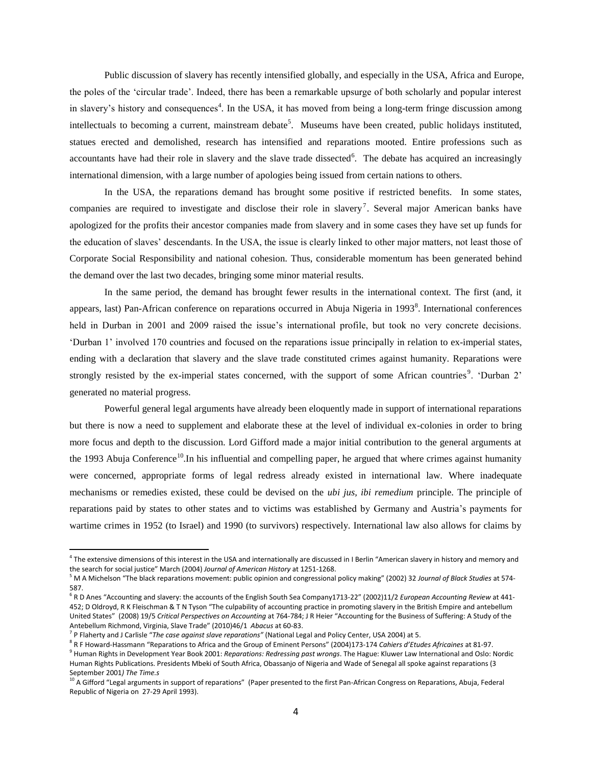Public discussion of slavery has recently intensified globally, and especially in the USA, Africa and Europe, the poles of the 'circular trade'. Indeed, there has been a remarkable upsurge of both scholarly and popular interest in slavery's history and consequences[4]. In the USA, it has moved from being a long-term fringe discussion among intellectuals to becoming a current, mainstream debate[5]. Museums have been created, public holidays instituted, statues erected and demolished, research has intensified and reparations mooted. Entire professions such as accountants have had their role in slavery and the slave trade dissected[6]. The debate has acquired an increasingly international dimension, with a large number of apologies being issued from certain nations to others.

In the USA, the reparations demand has brought some positive if restricted benefits. In some states, companies are required to investigate and disclose their role in slavery[7]. Several major American banks have apologized for the profits their ancestor companies made from slavery and in some cases they have set up funds for the education of slaves' descendants. In the USA, the issue is clearly linked to other major matters, not least those of Corporate Social Responsibility and national cohesion. Thus, considerable momentum has been generated behind the demand over the last two decades, bringing some minor material results.

In the same period, the demand has brought fewer results in the international context. The first (and, it appears, last) Pan-African conference on reparations occurred in Abuja Nigeria in 1993[8]. International conferences held in Durban in 2001 and 2009 raised the issue's international profile, but took no very concrete decisions. 'Durban 1' involved 170 countries and focused on the reparations issue principally in relation to ex-imperial states, ending with a declaration that slavery and the slave trade constituted crimes against humanity. Reparations were strongly resisted by the ex-imperial states concerned, with the support of some African countries[9]. 'Durban 2' generated no material progress.

Powerful general legal arguments have already been eloquently made in support of international reparations but there is now a need to supplement and elaborate these at the level of individual ex-colonies in order to bring more focus and depth to the discussion. Lord Gifford made a major initial contribution to the general arguments at the 1993 Abuja Conference[10].In his influential and compelling paper, he argued that where crimes against humanity were concerned, appropriate forms of legal redress already existed in international law. Where inadequate mechanisms or remedies existed, these could be devised on the *ubi jus, ibi remedium* principle. The principle of reparations paid by states to other states and to victims was established by Germany and Austria's payments for wartime crimes in 1952 (to Israel) and 1990 (to survivors) respectively. International law also allows for claims by

---

[4] The extensive dimensions of this interest in the USA and internationally are discussed in I Berlin "American slavery in history and memory and the search for social justice" March (2004) *Journal of American History* at 1251-1268.

[5] M A Michelson "The black reparations movement: public opinion and congressional policy making" (2002) 32 *Journal of Black Studies* at 574-587.

[6] R D Anes "Accounting and slavery: the accounts of the English South Sea Company1713-22" (2002)11/2 *European Accounting Review* at 441-452; D Oldroyd, R K Fleischman & T N Tyson "The culpability of accounting practice in promoting slavery in the British Empire and antebellum United States" (2008) 19/5 *Critical Perspectives on Accounting* at 764-784; J R Heier "Accounting for the Business of Suffering: A Study of the Antebellum Richmond, Virginia, Slave Trade" (2010)46/1 *Abacus* at 60-83.

[7] P Flaherty and J Carlisle "*The case against slave reparations"* (National Legal and Policy Center, USA 2004) at 5.

[8] R F Howard-Hassmann "Reparations to Africa and the Group of Eminent Persons" (2004)173-174 *Cahiers d'Etudes Africaines* at 81-97.

[9] Human Rights in Development Year Book 2001: *Reparations: Redressing past wrongs*. The Hague: Kluwer Law International and Oslo: Nordic Human Rights Publications. Presidents Mbeki of South Africa, Obassanjo of Nigeria and Wade of Senegal all spoke against reparations (3 September 2001*) The Time.s*

[10] A Gifford "Legal arguments in support of reparations" (Paper presented to the first Pan-African Congress on Reparations, Abuja, Federal Republic of Nigeria on 27-29 April 1993).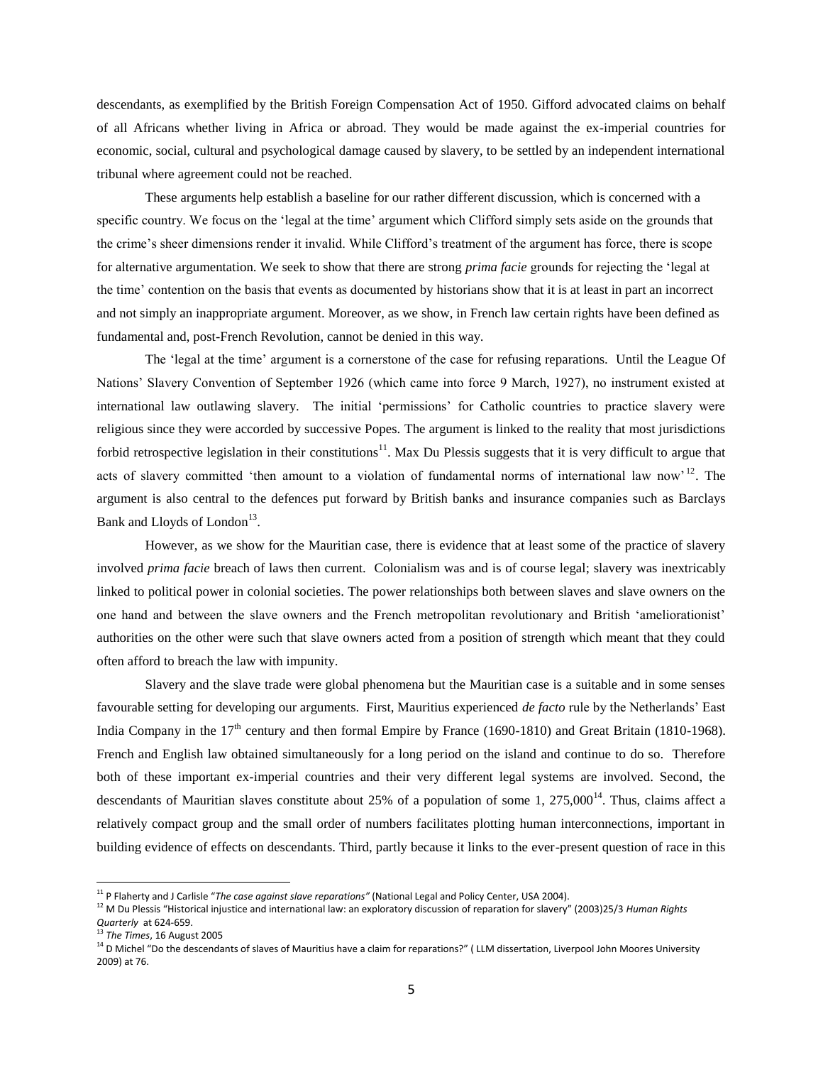descendants, as exemplified by the British Foreign Compensation Act of 1950. Gifford advocated claims on behalf of all Africans whether living in Africa or abroad. They would be made against the ex-imperial countries for economic, social, cultural and psychological damage caused by slavery, to be settled by an independent international tribunal where agreement could not be reached.

These arguments help establish a baseline for our rather different discussion, which is concerned with a specific country. We focus on the 'legal at the time' argument which Clifford simply sets aside on the grounds that the crime's sheer dimensions render it invalid. While Clifford's treatment of the argument has force, there is scope for alternative argumentation. We seek to show that there are strong *prima facie* grounds for rejecting the 'legal at the time' contention on the basis that events as documented by historians show that it is at least in part an incorrect and not simply an inappropriate argument. Moreover, as we show, in French law certain rights have been defined as fundamental and, post-French Revolution, cannot be denied in this way.

The 'legal at the time' argument is a cornerstone of the case for refusing reparations. Until the League Of Nations' Slavery Convention of September 1926 (which came into force 9 March, 1927), no instrument existed at international law outlawing slavery. The initial 'permissions' for Catholic countries to practice slavery were religious since they were accorded by successive Popes. The argument is linked to the reality that most jurisdictions forbid retrospective legislation in their constitutions[11]. Max Du Plessis suggests that it is very difficult to argue that acts of slavery committed 'then amount to a violation of fundamental norms of international law now'[12]. The argument is also central to the defences put forward by British banks and insurance companies such as Barclays Bank and Lloyds of London[13].

However, as we show for the Mauritian case, there is evidence that at least some of the practice of slavery involved *prima facie* breach of laws then current. Colonialism was and is of course legal; slavery was inextricably linked to political power in colonial societies. The power relationships both between slaves and slave owners on the one hand and between the slave owners and the French metropolitan revolutionary and British 'ameliorationist' authorities on the other were such that slave owners acted from a position of strength which meant that they could often afford to breach the law with impunity.

Slavery and the slave trade were global phenomena but the Mauritian case is a suitable and in some senses favourable setting for developing our arguments. First, Mauritius experienced *de facto* rule by the Netherlands' East India Company in the 17th century and then formal Empire by France (1690-1810) and Great Britain (1810-1968). French and English law obtained simultaneously for a long period on the island and continue to do so. Therefore both of these important ex-imperial countries and their very different legal systems are involved. Second, the descendants of Mauritian slaves constitute about 25% of a population of some 1, 275,000[14]. Thus, claims affect a relatively compact group and the small order of numbers facilitates plotting human interconnections, important in building evidence of effects on descendants. Third, partly because it links to the ever-present question of race in this

---

[11] P Flaherty and J Carlisle "*The case against slave reparations*" (National Legal and Policy Center, USA 2004).

[12] M Du Plessis "Historical injustice and international law: an exploratory discussion of reparation for slavery" (2003)25/3 *Human Rights Quarterly* at 624-659.

[13] *The Times*, 16 August 2005

[14] D Michel "Do the descendants of slaves of Mauritius have a claim for reparations?" ( LLM dissertation, Liverpool John Moores University 2009) at 76.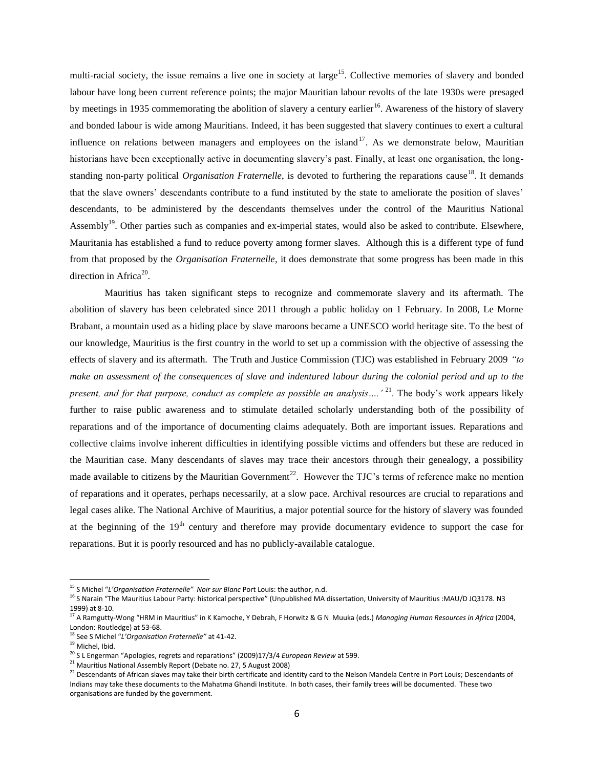multi-racial society, the issue remains a live one in society at large[15]. Collective memories of slavery and bonded labour have long been current reference points; the major Mauritian labour revolts of the late 1930s were presaged by meetings in 1935 commemorating the abolition of slavery a century earlier[16]. Awareness of the history of slavery and bonded labour is wide among Mauritians. Indeed, it has been suggested that slavery continues to exert a cultural influence on relations between managers and employees on the island[17]. As we demonstrate below, Mauritian historians have been exceptionally active in documenting slavery's past. Finally, at least one organisation, the long-standing non-party political *Organisation Fraternelle*, is devoted to furthering the reparations cause[18]. It demands that the slave owners' descendants contribute to a fund instituted by the state to ameliorate the position of slaves' descendants, to be administered by the descendants themselves under the control of the Mauritius National Assembly[19]. Other parties such as companies and ex-imperial states, would also be asked to contribute. Elsewhere, Mauritania has established a fund to reduce poverty among former slaves. Although this is a different type of fund from that proposed by the *Organisation Fraternelle*, it does demonstrate that some progress has been made in this direction in Africa[20].

Mauritius has taken significant steps to recognize and commemorate slavery and its aftermath. The abolition of slavery has been celebrated since 2011 through a public holiday on 1 February. In 2008, Le Morne Brabant, a mountain used as a hiding place by slave maroons became a UNESCO world heritage site. To the best of our knowledge, Mauritius is the first country in the world to set up a commission with the objective of assessing the effects of slavery and its aftermath. The Truth and Justice Commission (TJC) was established in February 2009 *"to make an assessment of the consequences of slave and indentured labour during the colonial period and up to the present, and for that purpose, conduct as complete as possible an analysis….'*[21]. The body's work appears likely further to raise public awareness and to stimulate detailed scholarly understanding both of the possibility of reparations and of the importance of documenting claims adequately. Both are important issues. Reparations and collective claims involve inherent difficulties in identifying possible victims and offenders but these are reduced in the Mauritian case. Many descendants of slaves may trace their ancestors through their genealogy, a possibility made available to citizens by the Mauritian Government[22]. However the TJC's terms of reference make no mention of reparations and it operates, perhaps necessarily, at a slow pace. Archival resources are crucial to reparations and legal cases alike. The National Archive of Mauritius, a major potential source for the history of slavery was founded at the beginning of the 19th century and therefore may provide documentary evidence to support the case for reparations. But it is poorly resourced and has no publicly-available catalogue.

---

[15] S Michel "*L'Organisation Fraternelle*" *Noir sur Blanc* Port Louis: the author, n.d.

[16] S Narain "The Mauritius Labour Party: historical perspective" (Unpublished MA dissertation, University of Mauritius :MAU/D JQ3178. N3 1999) at 8-10.

[17] A Ramgutty-Wong "HRM in Mauritius" in K Kamoche, Y Debrah, F Horwitz & G N Muuka (eds.) *Managing Human Resources in Africa* (2004, London: Routledge) at 53-68.

[18] See S Michel "*L'Organisation Fraternelle*" at 41-42.

[19] Michel, Ibid.

[20] S L Engerman "Apologies, regrets and reparations" (2009)17/3/4 *European Review* at 599.

[21] Mauritius National Assembly Report (Debate no. 27, 5 August 2008)

[22] Descendants of African slaves may take their birth certificate and identity card to the Nelson Mandela Centre in Port Louis; Descendants of Indians may take these documents to the Mahatma Ghandi Institute. In both cases, their family trees will be documented. These two organisations are funded by the government.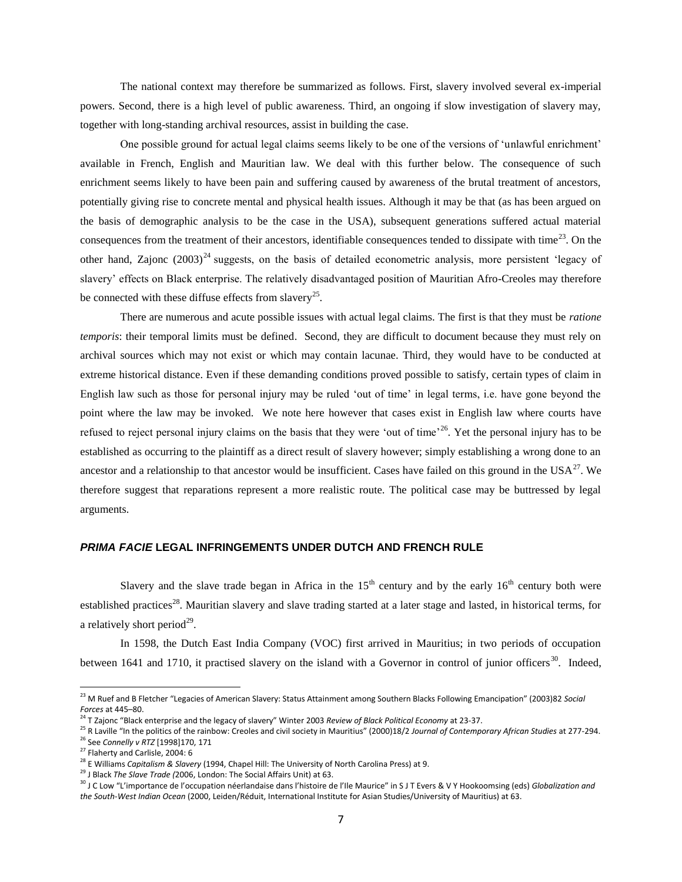The national context may therefore be summarized as follows. First, slavery involved several ex-imperial powers. Second, there is a high level of public awareness. Third, an ongoing if slow investigation of slavery may, together with long-standing archival resources, assist in building the case.

One possible ground for actual legal claims seems likely to be one of the versions of 'unlawful enrichment' available in French, English and Mauritian law. We deal with this further below. The consequence of such enrichment seems likely to have been pain and suffering caused by awareness of the brutal treatment of ancestors, potentially giving rise to concrete mental and physical health issues. Although it may be that (as has been argued on the basis of demographic analysis to be the case in the USA), subsequent generations suffered actual material consequences from the treatment of their ancestors, identifiable consequences tended to dissipate with time[23]. On the other hand, Zajonc (2003)[24] suggests, on the basis of detailed econometric analysis, more persistent 'legacy of slavery' effects on Black enterprise. The relatively disadvantaged position of Mauritian Afro-Creoles may therefore be connected with these diffuse effects from slavery[25].

There are numerous and acute possible issues with actual legal claims. The first is that they must be *ratione temporis*: their temporal limits must be defined. Second, they are difficult to document because they must rely on archival sources which may not exist or which may contain lacunae. Third, they would have to be conducted at extreme historical distance. Even if these demanding conditions proved possible to satisfy, certain types of claim in English law such as those for personal injury may be ruled 'out of time' in legal terms, i.e. have gone beyond the point where the law may be invoked. We note here however that cases exist in English law where courts have refused to reject personal injury claims on the basis that they were 'out of time'[26]. Yet the personal injury has to be established as occurring to the plaintiff as a direct result of slavery however; simply establishing a wrong done to an ancestor and a relationship to that ancestor would be insufficient. Cases have failed on this ground in the USA[27]. We therefore suggest that reparations represent a more realistic route. The political case may be buttressed by legal arguments.

## *PRIMA FACIE* LEGAL INFRINGEMENTS UNDER DUTCH AND FRENCH RULE

Slavery and the slave trade began in Africa in the 15th century and by the early 16th century both were established practices[28]. Mauritian slavery and slave trading started at a later stage and lasted, in historical terms, for a relatively short period[29].

In 1598, the Dutch East India Company (VOC) first arrived in Mauritius; in two periods of occupation between 1641 and 1710, it practised slavery on the island with a Governor in control of junior officers[30]. Indeed,

---

[23] M Ruef and B Fletcher "Legacies of American Slavery: Status Attainment among Southern Blacks Following Emancipation" (2003)82 *Social Forces* at 445–80.

[24] T Zajonc "Black enterprise and the legacy of slavery" Winter 2003 *Review of Black Political Economy* at 23-37.

[25] R Laville "In the politics of the rainbow: Creoles and civil society in Mauritius" (2000)18/2 *Journal of Contemporary African Studies* at 277-294.

[26] See *Connelly v RTZ* [1998]170, 171

[27] Flaherty and Carlisle, 2004: 6

[28] E Williams *Capitalism & Slavery* (1994, Chapel Hill: The University of North Carolina Press) at 9.

[29] J Black *The Slave Trade (*2006, London: The Social Affairs Unit) at 63.

[30] J C Low "L'importance de l'occupation néerlandaise dans l'histoire de l'Ile Maurice" in S J T Evers & V Y Hookoomsing (eds) *Globalization and the South-West Indian Ocean* (2000, Leiden/Réduit, International Institute for Asian Studies/University of Mauritius) at 63.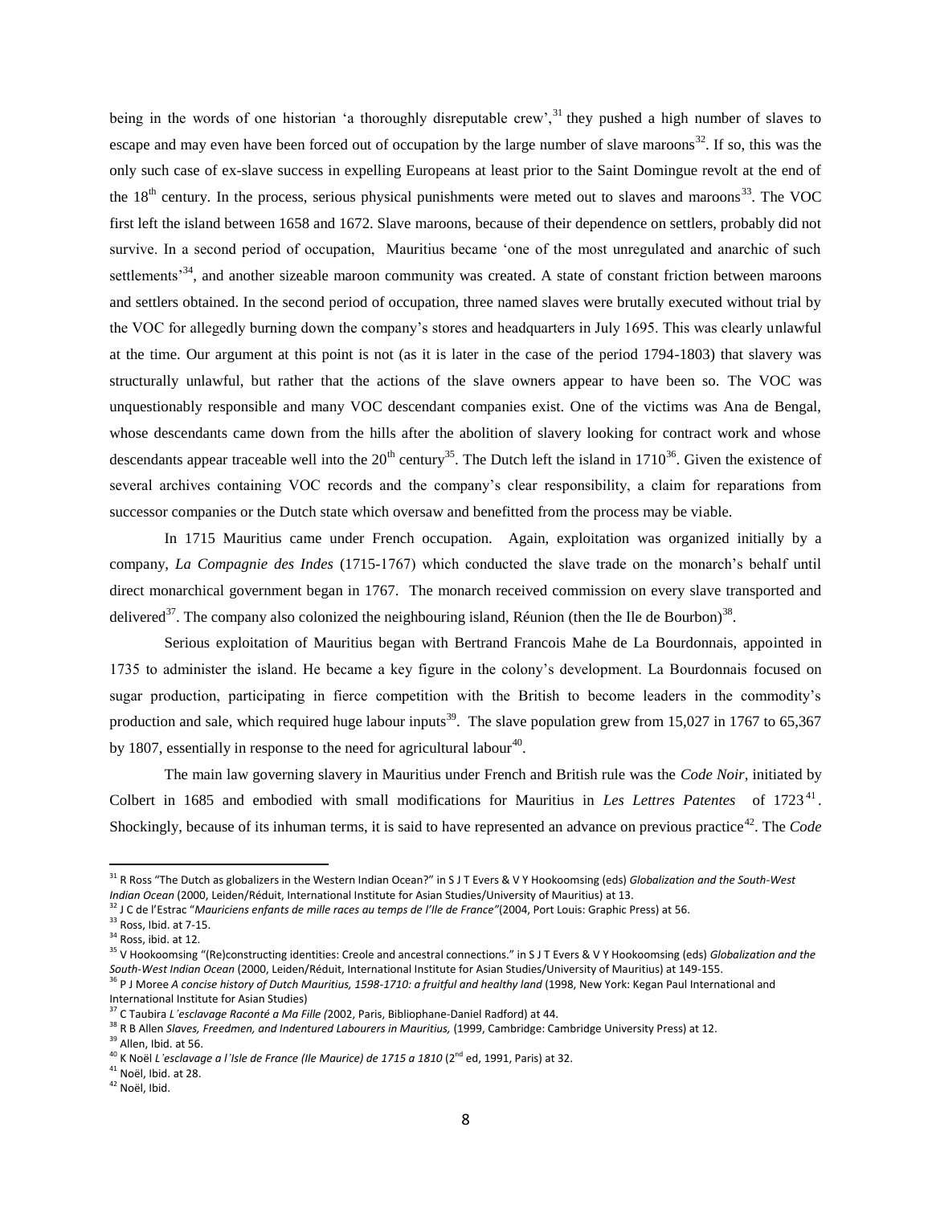being in the words of one historian 'a thoroughly disreputable crew',[31] they pushed a high number of slaves to escape and may even have been forced out of occupation by the large number of slave maroons[32]. If so, this was the only such case of ex-slave success in expelling Europeans at least prior to the Saint Domingue revolt at the end of the 18th century. In the process, serious physical punishments were meted out to slaves and maroons[33]. The VOC first left the island between 1658 and 1672. Slave maroons, because of their dependence on settlers, probably did not survive. In a second period of occupation, Mauritius became 'one of the most unregulated and anarchic of such settlements'[34], and another sizeable maroon community was created. A state of constant friction between maroons and settlers obtained. In the second period of occupation, three named slaves were brutally executed without trial by the VOC for allegedly burning down the company's stores and headquarters in July 1695. This was clearly unlawful at the time. Our argument at this point is not (as it is later in the case of the period 1794-1803) that slavery was structurally unlawful, but rather that the actions of the slave owners appear to have been so. The VOC was unquestionably responsible and many VOC descendant companies exist. One of the victims was Ana de Bengal, whose descendants came down from the hills after the abolition of slavery looking for contract work and whose descendants appear traceable well into the 20th century[35]. The Dutch left the island in 1710[36]. Given the existence of several archives containing VOC records and the company's clear responsibility, a claim for reparations from successor companies or the Dutch state which oversaw and benefitted from the process may be viable.

In 1715 Mauritius came under French occupation. Again, exploitation was organized initially by a company, *La Compagnie des Indes* (1715-1767) which conducted the slave trade on the monarch's behalf until direct monarchical government began in 1767. The monarch received commission on every slave transported and delivered[37]. The company also colonized the neighbouring island, Réunion (then the Ile de Bourbon)[38].

Serious exploitation of Mauritius began with Bertrand Francois Mahe de La Bourdonnais, appointed in 1735 to administer the island. He became a key figure in the colony's development. La Bourdonnais focused on sugar production, participating in fierce competition with the British to become leaders in the commodity's production and sale, which required huge labour inputs[39]. The slave population grew from 15,027 in 1767 to 65,367 by 1807, essentially in response to the need for agricultural labour[40].

The main law governing slavery in Mauritius under French and British rule was the *Code Noir*, initiated by Colbert in 1685 and embodied with small modifications for Mauritius in *Les Lettres Patentes* of 1723[41]. Shockingly, because of its inhuman terms, it is said to have represented an advance on previous practice[42]. The *Code*

---

[31] R Ross "The Dutch as globalizers in the Western Indian Ocean?" in S J T Evers & V Y Hookoomsing (eds) *Globalization and the South-West Indian Ocean* (2000, Leiden/Réduit, International Institute for Asian Studies/University of Mauritius) at 13.

[32] J C de l'Estrac "*Mauriciens enfants de mille races au temps de l'Ile de France*"(2004, Port Louis: Graphic Press) at 56.

[33] Ross, Ibid. at 7-15.

[34] Ross, ibid. at 12.

[35] V Hookoomsing "(Re)constructing identities: Creole and ancestral connections." in S J T Evers & V Y Hookoomsing (eds) *Globalization and the South-West Indian Ocean* (2000, Leiden/Réduit, International Institute for Asian Studies/University of Mauritius) at 149-155.

[36] P J Moree *A concise history of Dutch Mauritius, 1598-1710: a fruitful and healthy land* (1998, New York: Kegan Paul International and International Institute for Asian Studies)

[37] C Taubira *L'esclavage Raconté a Ma Fille (*2002, Paris, Bibliophane-Daniel Radford) at 44.

[38] R B Allen *Slaves, Freedmen, and Indentured Labourers in Mauritius,* (1999, Cambridge: Cambridge University Press) at 12.

[39] Allen, Ibid. at 56.

[40] K Noël *L'esclavage a l'Isle de France (Ile Maurice) de 1715 a 1810* (2nd ed, 1991, Paris) at 32.

[41] Noël, Ibid. at 28.

[42] Noël, Ibid.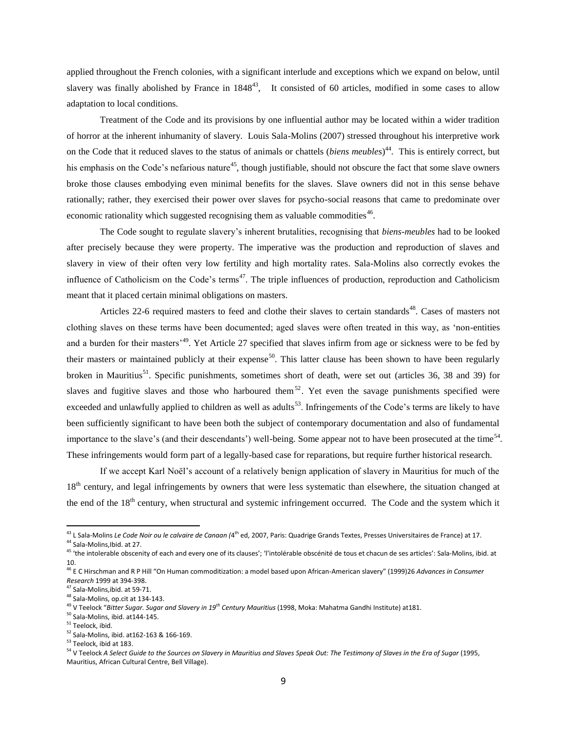applied throughout the French colonies, with a significant interlude and exceptions which we expand on below, until slavery was finally abolished by France in 1848[43], It consisted of 60 articles, modified in some cases to allow adaptation to local conditions.

Treatment of the Code and its provisions by one influential author may be located within a wider tradition of horror at the inherent inhumanity of slavery. Louis Sala-Molins (2007) stressed throughout his interpretive work on the Code that it reduced slaves to the status of animals or chattels (*biens meubles*)[44]. This is entirely correct, but his emphasis on the Code's nefarious nature[45], though justifiable, should not obscure the fact that some slave owners broke those clauses embodying even minimal benefits for the slaves. Slave owners did not in this sense behave rationally; rather, they exercised their power over slaves for psycho-social reasons that came to predominate over economic rationality which suggested recognising them as valuable commodities[46].

The Code sought to regulate slavery's inherent brutalities, recognising that *biens-meubles* had to be looked after precisely because they were property. The imperative was the production and reproduction of slaves and slavery in view of their often very low fertility and high mortality rates. Sala-Molins also correctly evokes the influence of Catholicism on the Code's terms[47]. The triple influences of production, reproduction and Catholicism meant that it placed certain minimal obligations on masters.

Articles 22-6 required masters to feed and clothe their slaves to certain standards[48]. Cases of masters not clothing slaves on these terms have been documented; aged slaves were often treated in this way, as 'non-entities and a burden for their masters'[49]. Yet Article 27 specified that slaves infirm from age or sickness were to be fed by their masters or maintained publicly at their expense[50]. This latter clause has been shown to have been regularly broken in Mauritius[51]. Specific punishments, sometimes short of death, were set out (articles 36, 38 and 39) for slaves and fugitive slaves and those who harboured them[52]. Yet even the savage punishments specified were exceeded and unlawfully applied to children as well as adults[53]. Infringements of the Code's terms are likely to have been sufficiently significant to have been both the subject of contemporary documentation and also of fundamental importance to the slave's (and their descendants') well-being. Some appear not to have been prosecuted at the time[54]. These infringements would form part of a legally-based case for reparations, but require further historical research.

If we accept Karl Noël's account of a relatively benign application of slavery in Mauritius for much of the 18th century, and legal infringements by owners that were less systematic than elsewhere, the situation changed at the end of the 18th century, when structural and systemic infringement occurred. The Code and the system which it

---

[43] L Sala-Molins *Le Code Noir ou le calvaire de Canaan (*4th ed, 2007, Paris: Quadrige Grands Textes, Presses Universitaires de France) at 17.

[44] Sala-Molins,Ibid. at 27.

[45] 'the intolerable obscenity of each and every one of its clauses'; 'l'intolérable obscénité de tous et chacun de ses articles': Sala-Molins, ibid. at 10.

[46] E C Hirschman and R P Hill "On Human commoditization: a model based upon African-American slavery" (1999)26 *Advances in Consumer Research* 1999 at 394-398.

[47] Sala-Molins,ibid. at 59-71.

[48] Sala-Molins, op.cit at 134-143.

[49] V Teelock "*Bitter Sugar. Sugar and Slavery in 19th Century Mauritius* (1998, Moka: Mahatma Gandhi Institute) at181.

[50] Sala-Molins, ibid. at144-145.

[51] Teelock, ibid.

[52] Sala-Molins, ibid. at162-163 & 166-169.

[53] Teelock, ibid at 183.

[54] V Teelock *A Select Guide to the Sources on Slavery in Mauritius and Slaves Speak Out: The Testimony of Slaves in the Era of Sugar* (1995, Mauritius, African Cultural Centre, Bell Village).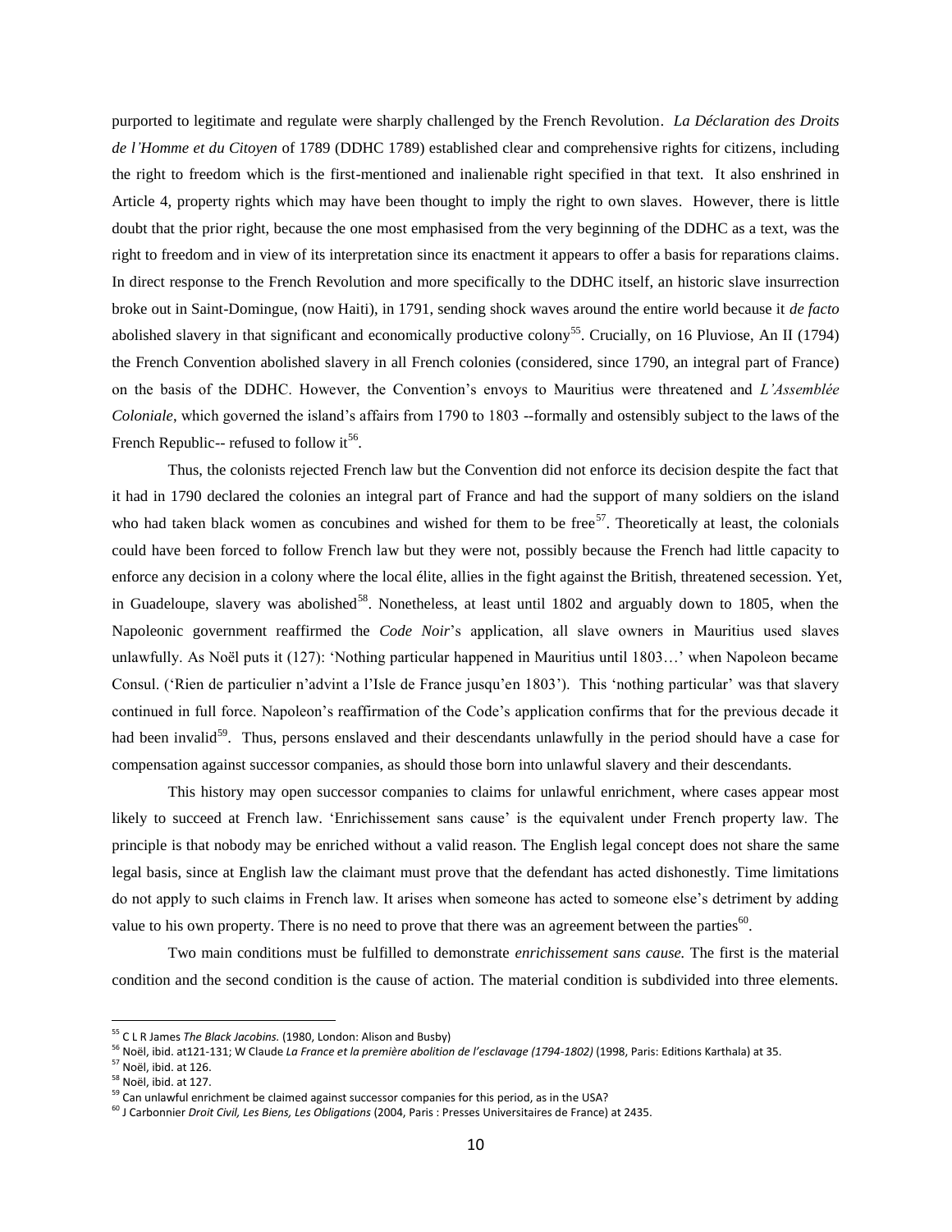purported to legitimate and regulate were sharply challenged by the French Revolution. *La Déclaration des Droits de l'Homme et du Citoyen* of 1789 (DDHC 1789) established clear and comprehensive rights for citizens, including the right to freedom which is the first-mentioned and inalienable right specified in that text. It also enshrined in Article 4, property rights which may have been thought to imply the right to own slaves. However, there is little doubt that the prior right, because the one most emphasised from the very beginning of the DDHC as a text, was the right to freedom and in view of its interpretation since its enactment it appears to offer a basis for reparations claims. In direct response to the French Revolution and more specifically to the DDHC itself, an historic slave insurrection broke out in Saint-Domingue, (now Haiti), in 1791, sending shock waves around the entire world because it *de facto* abolished slavery in that significant and economically productive colony[55]. Crucially, on 16 Pluviose, An II (1794) the French Convention abolished slavery in all French colonies (considered, since 1790, an integral part of France) on the basis of the DDHC. However, the Convention's envoys to Mauritius were threatened and *L'Assemblée Coloniale*, which governed the island's affairs from 1790 to 1803 --formally and ostensibly subject to the laws of the French Republic-- refused to follow it[56].

Thus, the colonists rejected French law but the Convention did not enforce its decision despite the fact that it had in 1790 declared the colonies an integral part of France and had the support of many soldiers on the island who had taken black women as concubines and wished for them to be free[57]. Theoretically at least, the colonials could have been forced to follow French law but they were not, possibly because the French had little capacity to enforce any decision in a colony where the local élite, allies in the fight against the British, threatened secession. Yet, in Guadeloupe, slavery was abolished[58]. Nonetheless, at least until 1802 and arguably down to 1805, when the Napoleonic government reaffirmed the *Code Noir*'s application, all slave owners in Mauritius used slaves unlawfully. As Noël puts it (127): 'Nothing particular happened in Mauritius until 1803…' when Napoleon became Consul. ('Rien de particulier n'advint a l'Isle de France jusqu'en 1803'). This 'nothing particular' was that slavery continued in full force. Napoleon's reaffirmation of the Code's application confirms that for the previous decade it had been invalid[59]. Thus, persons enslaved and their descendants unlawfully in the period should have a case for compensation against successor companies, as should those born into unlawful slavery and their descendants.

This history may open successor companies to claims for unlawful enrichment, where cases appear most likely to succeed at French law. 'Enrichissement sans cause' is the equivalent under French property law. The principle is that nobody may be enriched without a valid reason. The English legal concept does not share the same legal basis, since at English law the claimant must prove that the defendant has acted dishonestly. Time limitations do not apply to such claims in French law. It arises when someone has acted to someone else's detriment by adding value to his own property. There is no need to prove that there was an agreement between the parties[60].

Two main conditions must be fulfilled to demonstrate *enrichissement sans cause.* The first is the material condition and the second condition is the cause of action. The material condition is subdivided into three elements.

---

[55] C L R James *The Black Jacobins.* (1980, London: Alison and Busby)

[56] Noël, ibid. at121-131; W Claude *La France et la première abolition de l'esclavage (1794-1802)* (1998, Paris: Editions Karthala) at 35.

[57] Noël, ibid. at 126.

[58] Noël, ibid. at 127.

[59] Can unlawful enrichment be claimed against successor companies for this period, as in the USA?

[60] J Carbonnier *Droit Civil, Les Biens, Les Obligations* (2004, Paris : Presses Universitaires de France) at 2435.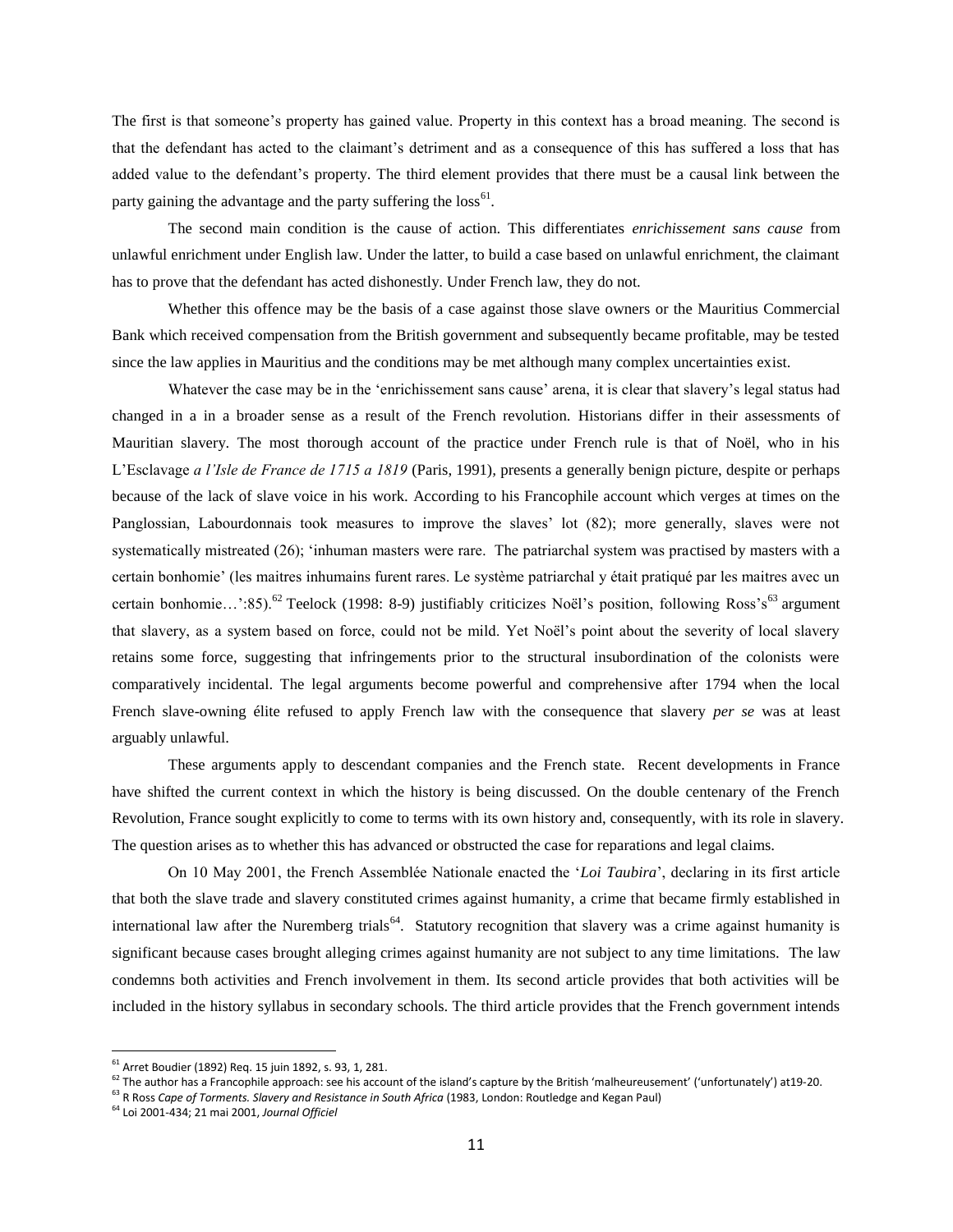The first is that someone's property has gained value. Property in this context has a broad meaning. The second is that the defendant has acted to the claimant's detriment and as a consequence of this has suffered a loss that has added value to the defendant's property. The third element provides that there must be a causal link between the party gaining the advantage and the party suffering the loss[61].

The second main condition is the cause of action. This differentiates *enrichissement sans cause* from unlawful enrichment under English law. Under the latter, to build a case based on unlawful enrichment, the claimant has to prove that the defendant has acted dishonestly. Under French law, they do not.

Whether this offence may be the basis of a case against those slave owners or the Mauritius Commercial Bank which received compensation from the British government and subsequently became profitable, may be tested since the law applies in Mauritius and the conditions may be met although many complex uncertainties exist.

Whatever the case may be in the 'enrichissement sans cause' arena, it is clear that slavery's legal status had changed in a in a broader sense as a result of the French revolution. Historians differ in their assessments of Mauritian slavery. The most thorough account of the practice under French rule is that of Noël, who in his L'Esclavage *a l'Isle de France de 1715 a 1819* (Paris, 1991), presents a generally benign picture, despite or perhaps because of the lack of slave voice in his work. According to his Francophile account which verges at times on the Panglossian, Labourdonnais took measures to improve the slaves' lot (82); more generally, slaves were not systematically mistreated (26); 'inhuman masters were rare. The patriarchal system was practised by masters with a certain bonhomie' (les maitres inhumains furent rares. Le système patriarchal y était pratiqué par les maitres avec un certain bonhomie…':85).[62] Teelock (1998: 8-9) justifiably criticizes Noël's position, following Ross's[63] argument that slavery, as a system based on force, could not be mild. Yet Noël's point about the severity of local slavery retains some force, suggesting that infringements prior to the structural insubordination of the colonists were comparatively incidental. The legal arguments become powerful and comprehensive after 1794 when the local French slave-owning élite refused to apply French law with the consequence that slavery *per se* was at least arguably unlawful.

These arguments apply to descendant companies and the French state. Recent developments in France have shifted the current context in which the history is being discussed. On the double centenary of the French Revolution, France sought explicitly to come to terms with its own history and, consequently, with its role in slavery. The question arises as to whether this has advanced or obstructed the case for reparations and legal claims.

On 10 May 2001, the French Assemblée Nationale enacted the '*Loi Taubira*', declaring in its first article that both the slave trade and slavery constituted crimes against humanity, a crime that became firmly established in international law after the Nuremberg trials[64]. Statutory recognition that slavery was a crime against humanity is significant because cases brought alleging crimes against humanity are not subject to any time limitations. The law condemns both activities and French involvement in them. Its second article provides that both activities will be included in the history syllabus in secondary schools. The third article provides that the French government intends

---

[61] Arret Boudier (1892) Req. 15 juin 1892, s. 93, 1, 281.

[62] The author has a Francophile approach: see his account of the island's capture by the British 'malheureusement' ('unfortunately') at19-20.

[63] R Ross *Cape of Torments. Slavery and Resistance in South Africa* (1983, London: Routledge and Kegan Paul)

[64] Loi 2001-434; 21 mai 2001, *Journal Officiel*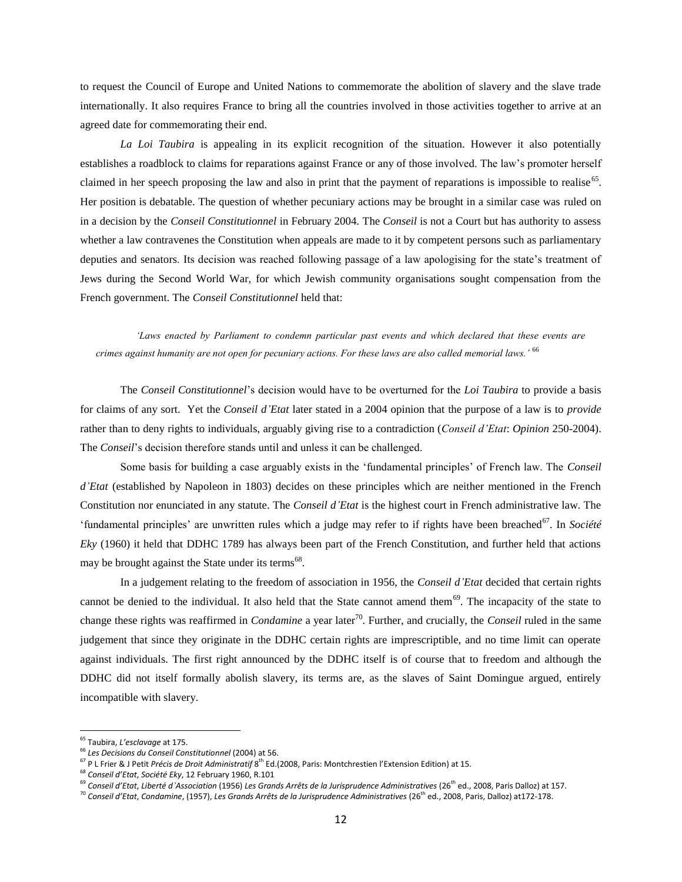to request the Council of Europe and United Nations to commemorate the abolition of slavery and the slave trade internationally. It also requires France to bring all the countries involved in those activities together to arrive at an agreed date for commemorating their end.

*La Loi Taubira* is appealing in its explicit recognition of the situation. However it also potentially establishes a roadblock to claims for reparations against France or any of those involved. The law's promoter herself claimed in her speech proposing the law and also in print that the payment of reparations is impossible to realise[65]. Her position is debatable. The question of whether pecuniary actions may be brought in a similar case was ruled on in a decision by the *Conseil Constitutionnel* in February 2004. The *Conseil* is not a Court but has authority to assess whether a law contravenes the Constitution when appeals are made to it by competent persons such as parliamentary deputies and senators. Its decision was reached following passage of a law apologising for the state's treatment of Jews during the Second World War, for which Jewish community organisations sought compensation from the French government. The *Conseil Constitutionnel* held that:

> *'Laws enacted by Parliament to condemn particular past events and which declared that these events are crimes against humanity are not open for pecuniary actions. For these laws are also called memorial laws.'* [66]

The *Conseil Constitutionnel*'s decision would have to be overturned for the *Loi Taubira* to provide a basis for claims of any sort. Yet the *Conseil d'Etat* later stated in a 2004 opinion that the purpose of a law is to *provide* rather than to deny rights to individuals, arguably giving rise to a contradiction (*Conseil d'Etat*: *Opinion* 250-2004). The *Conseil*'s decision therefore stands until and unless it can be challenged.

Some basis for building a case arguably exists in the 'fundamental principles' of French law. The *Conseil d'Etat* (established by Napoleon in 1803) decides on these principles which are neither mentioned in the French Constitution nor enunciated in any statute. The *Conseil d'Etat* is the highest court in French administrative law. The 'fundamental principles' are unwritten rules which a judge may refer to if rights have been breached[67]. In *Société Eky* (1960) it held that DDHC 1789 has always been part of the French Constitution, and further held that actions may be brought against the State under its terms[68].

In a judgement relating to the freedom of association in 1956, the *Conseil d'Etat* decided that certain rights cannot be denied to the individual. It also held that the State cannot amend them[69]. The incapacity of the state to change these rights was reaffirmed in *Condamine* a year later[70]. Further, and crucially, the *Conseil* ruled in the same judgement that since they originate in the DDHC certain rights are imprescriptible, and no time limit can operate against individuals. The first right announced by the DDHC itself is of course that to freedom and although the DDHC did not itself formally abolish slavery, its terms are, as the slaves of Saint Domingue argued, entirely incompatible with slavery.

---

[65] Taubira, *L'esclavage* at 175.

[66] *Les Decisions du Conseil Constitutionnel* (2004) at 56.

[67] P L Frier & J Petit *Précis de Droit Administratif* 8th Ed.(2008, Paris: Montchrestien l'Extension Edition) at 15.

[68] *Conseil d'Etat*, *Société Eky*, 12 February 1960, R.101

[69] *Conseil d'Etat*, *Liberté d'Association* (1956) *Les Grands Arrêts de la Jurisprudence Administratives* (26th ed., 2008, Paris Dalloz) at 157.

[70] *Conseil d'Etat*, *Condamine*, (1957), *Les Grands Arrêts de la Jurisprudence Administratives* (26th ed., 2008, Paris, Dalloz) at172-178.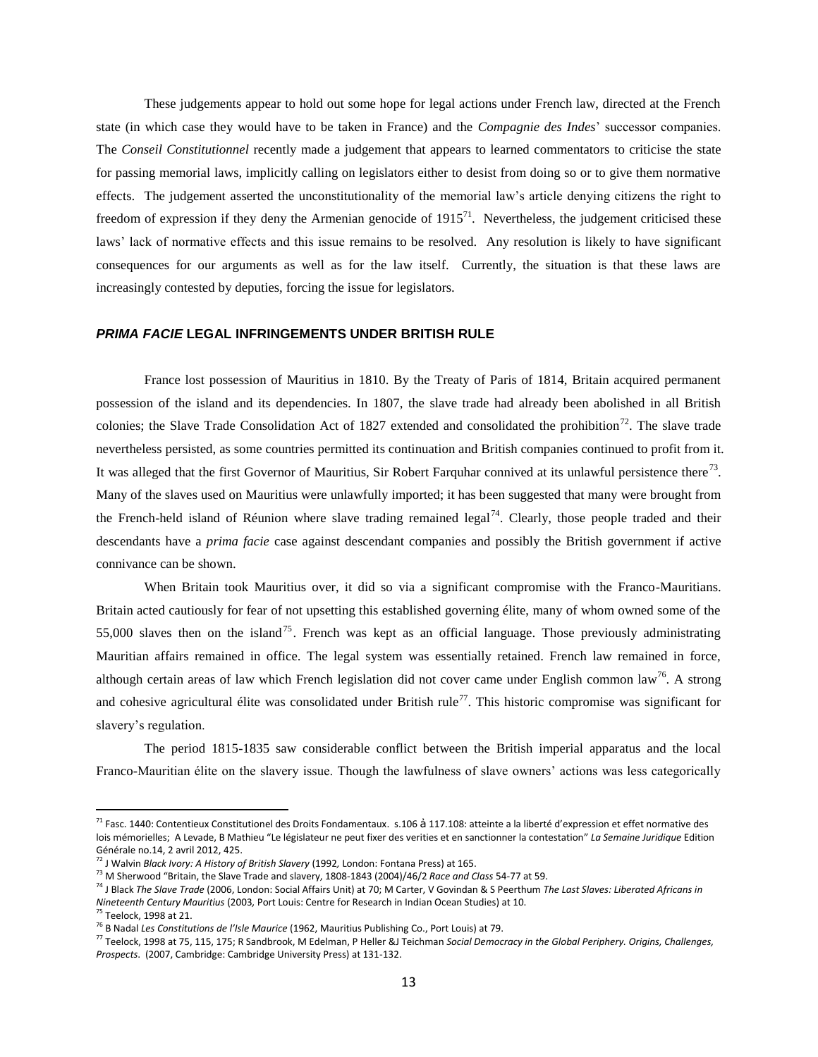These judgements appear to hold out some hope for legal actions under French law, directed at the French state (in which case they would have to be taken in France) and the *Compagnie des Indes*' successor companies. The *Conseil Constitutionnel* recently made a judgement that appears to learned commentators to criticise the state for passing memorial laws, implicitly calling on legislators either to desist from doing so or to give them normative effects. The judgement asserted the unconstitutionality of the memorial law's article denying citizens the right to freedom of expression if they deny the Armenian genocide of 1915[71]. Nevertheless, the judgement criticised these laws' lack of normative effects and this issue remains to be resolved. Any resolution is likely to have significant consequences for our arguments as well as for the law itself. Currently, the situation is that these laws are increasingly contested by deputies, forcing the issue for legislators.

## *PRIMA FACIE* LEGAL INFRINGEMENTS UNDER BRITISH RULE

France lost possession of Mauritius in 1810. By the Treaty of Paris of 1814, Britain acquired permanent possession of the island and its dependencies. In 1807, the slave trade had already been abolished in all British colonies; the Slave Trade Consolidation Act of 1827 extended and consolidated the prohibition[72]. The slave trade nevertheless persisted, as some countries permitted its continuation and British companies continued to profit from it. It was alleged that the first Governor of Mauritius, Sir Robert Farquhar connived at its unlawful persistence there[73]. Many of the slaves used on Mauritius were unlawfully imported; it has been suggested that many were brought from the French-held island of Réunion where slave trading remained legal[74]. Clearly, those people traded and their descendants have a *prima facie* case against descendant companies and possibly the British government if active connivance can be shown.

When Britain took Mauritius over, it did so via a significant compromise with the Franco-Mauritians. Britain acted cautiously for fear of not upsetting this established governing élite, many of whom owned some of the 55,000 slaves then on the island[75]. French was kept as an official language. Those previously administrating Mauritian affairs remained in office. The legal system was essentially retained. French law remained in force, although certain areas of law which French legislation did not cover came under English common law[76]. A strong and cohesive agricultural élite was consolidated under British rule[77]. This historic compromise was significant for slavery's regulation.

The period 1815-1835 saw considerable conflict between the British imperial apparatus and the local Franco-Mauritian élite on the slavery issue. Though the lawfulness of slave owners' actions was less categorically

---

[71] Fasc. 1440: Contentieux Constitutionel des Droits Fondamentaux. s.106 à 117.108: atteinte a la liberté d'expression et effet normative des lois mémorielles; A Levade, B Mathieu "Le législateur ne peut fixer des verities et en sanctionner la contestation" *La Semaine Juridique* Edition Générale no.14, 2 avril 2012, 425.

[72] J Walvin *Black Ivory: A History of British Slavery* (1992, London: Fontana Press) at 165.

[73] M Sherwood "Britain, the Slave Trade and slavery, 1808-1843 (2004)/46/2 *Race and Class* 54-77 at 59.

[74] J Black *The Slave Trade* (2006, London: Social Affairs Unit) at 70; M Carter, V Govindan & S Peerthum *The Last Slaves: Liberated Africans in Nineteenth Century Mauritius* (2003, Port Louis: Centre for Research in Indian Ocean Studies) at 10.

[75] Teelock, 1998 at 21.

[76] B Nadal *Les Constitutions de l'Isle Maurice* (1962, Mauritius Publishing Co., Port Louis) at 79.

[77] Teelock, 1998 at 75, 115, 175; R Sandbrook, M Edelman, P Heller &J Teichman *Social Democracy in the Global Periphery. Origins, Challenges, Prospects*. (2007, Cambridge: Cambridge University Press) at 131-132.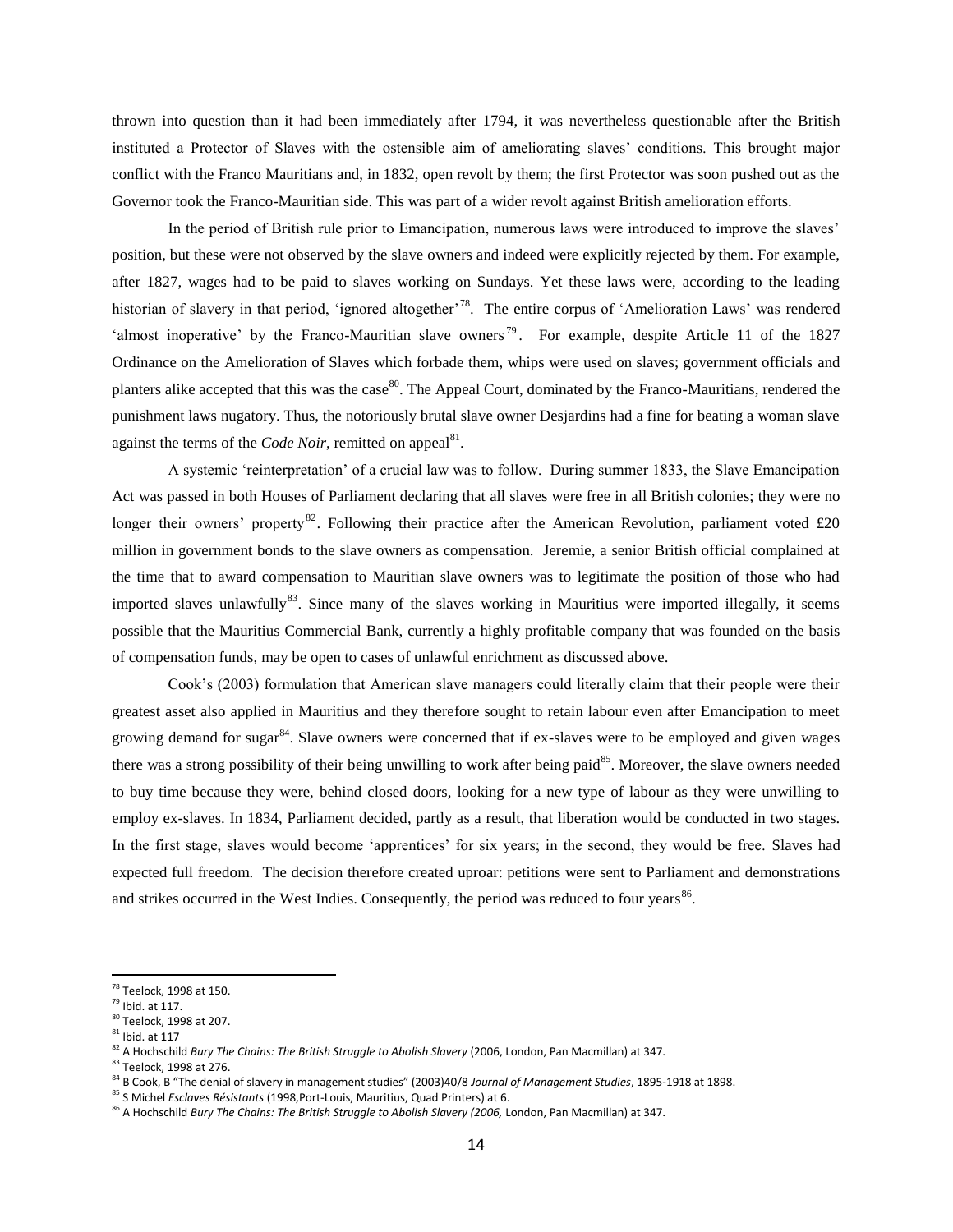thrown into question than it had been immediately after 1794, it was nevertheless questionable after the British instituted a Protector of Slaves with the ostensible aim of ameliorating slaves' conditions. This brought major conflict with the Franco Mauritians and, in 1832, open revolt by them; the first Protector was soon pushed out as the Governor took the Franco-Mauritian side. This was part of a wider revolt against British amelioration efforts.

In the period of British rule prior to Emancipation, numerous laws were introduced to improve the slaves' position, but these were not observed by the slave owners and indeed were explicitly rejected by them. For example, after 1827, wages had to be paid to slaves working on Sundays. Yet these laws were, according to the leading historian of slavery in that period, 'ignored altogether'[78]. The entire corpus of 'Amelioration Laws' was rendered 'almost inoperative' by the Franco-Mauritian slave owners[79]. For example, despite Article 11 of the 1827 Ordinance on the Amelioration of Slaves which forbade them, whips were used on slaves; government officials and planters alike accepted that this was the case[80]. The Appeal Court, dominated by the Franco-Mauritians, rendered the punishment laws nugatory. Thus, the notoriously brutal slave owner Desjardins had a fine for beating a woman slave against the terms of the *Code Noir*, remitted on appeal[81].

A systemic 'reinterpretation' of a crucial law was to follow. During summer 1833, the Slave Emancipation Act was passed in both Houses of Parliament declaring that all slaves were free in all British colonies; they were no longer their owners' property[82]. Following their practice after the American Revolution, parliament voted £20 million in government bonds to the slave owners as compensation. Jeremie, a senior British official complained at the time that to award compensation to Mauritian slave owners was to legitimate the position of those who had imported slaves unlawfully[83]. Since many of the slaves working in Mauritius were imported illegally, it seems possible that the Mauritius Commercial Bank, currently a highly profitable company that was founded on the basis of compensation funds, may be open to cases of unlawful enrichment as discussed above.

Cook's (2003) formulation that American slave managers could literally claim that their people were their greatest asset also applied in Mauritius and they therefore sought to retain labour even after Emancipation to meet growing demand for sugar[84]. Slave owners were concerned that if ex-slaves were to be employed and given wages there was a strong possibility of their being unwilling to work after being paid[85]. Moreover, the slave owners needed to buy time because they were, behind closed doors, looking for a new type of labour as they were unwilling to employ ex-slaves. In 1834, Parliament decided, partly as a result, that liberation would be conducted in two stages. In the first stage, slaves would become 'apprentices' for six years; in the second, they would be free. Slaves had expected full freedom. The decision therefore created uproar: petitions were sent to Parliament and demonstrations and strikes occurred in the West Indies. Consequently, the period was reduced to four years[86].

---

[78] Teelock, 1998 at 150.

[79] Ibid. at 117.

[80] Teelock, 1998 at 207.

[81] Ibid. at 117

[82] A Hochschild *Bury The Chains: The British Struggle to Abolish Slavery* (2006, London, Pan Macmillan) at 347.

[83] Teelock, 1998 at 276.

[84] B Cook, B "The denial of slavery in management studies" (2003)40/8 *Journal of Management Studies*, 1895-1918 at 1898.

[85] S Michel *Esclaves Résistants* (1998,Port-Louis, Mauritius, Quad Printers) at 6.

[86] A Hochschild *Bury The Chains: The British Struggle to Abolish Slavery (2006,* London, Pan Macmillan) at 347.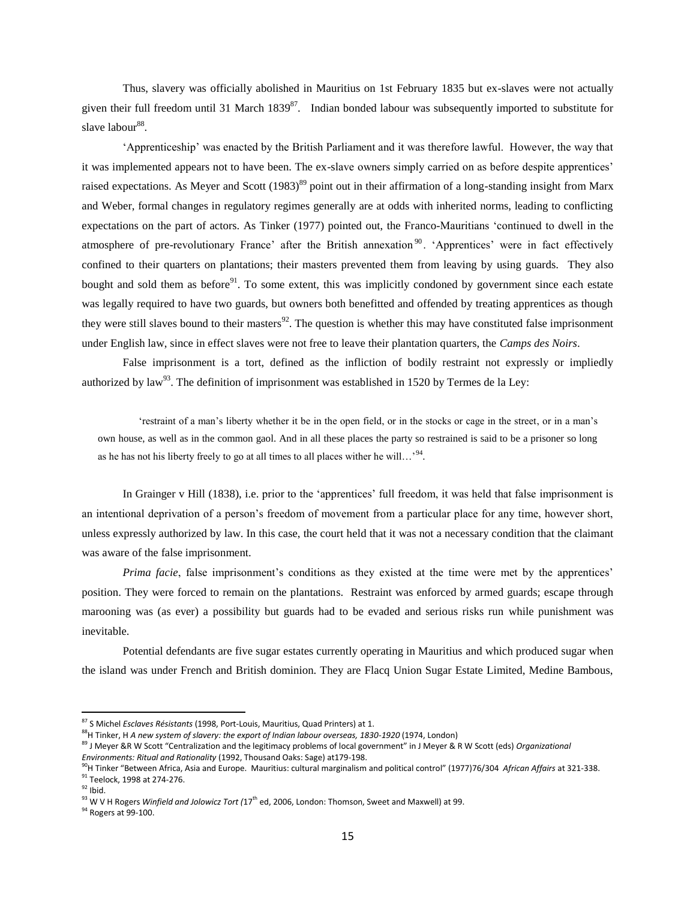Thus, slavery was officially abolished in Mauritius on 1st February 1835 but ex-slaves were not actually given their full freedom until 31 March 1839[87]. Indian bonded labour was subsequently imported to substitute for slave labour[88].

'Apprenticeship' was enacted by the British Parliament and it was therefore lawful. However, the way that it was implemented appears not to have been. The ex-slave owners simply carried on as before despite apprentices' raised expectations. As Meyer and Scott (1983)[89] point out in their affirmation of a long-standing insight from Marx and Weber, formal changes in regulatory regimes generally are at odds with inherited norms, leading to conflicting expectations on the part of actors. As Tinker (1977) pointed out, the Franco-Mauritians 'continued to dwell in the atmosphere of pre-revolutionary France' after the British annexation[90]. 'Apprentices' were in fact effectively confined to their quarters on plantations; their masters prevented them from leaving by using guards. They also bought and sold them as before[91]. To some extent, this was implicitly condoned by government since each estate was legally required to have two guards, but owners both benefitted and offended by treating apprentices as though they were still slaves bound to their masters[92]. The question is whether this may have constituted false imprisonment under English law, since in effect slaves were not free to leave their plantation quarters, the *Camps des Noirs*.

False imprisonment is a tort, defined as the infliction of bodily restraint not expressly or impliedly authorized by law[93]. The definition of imprisonment was established in 1520 by Termes de la Ley:

> 'restraint of a man's liberty whether it be in the open field, or in the stocks or cage in the street, or in a man's own house, as well as in the common gaol. And in all these places the party so restrained is said to be a prisoner so long as he has not his liberty freely to go at all times to all places wither he will…'[94].

In Grainger v Hill (1838), i.e. prior to the 'apprentices' full freedom, it was held that false imprisonment is an intentional deprivation of a person's freedom of movement from a particular place for any time, however short, unless expressly authorized by law. In this case, the court held that it was not a necessary condition that the claimant was aware of the false imprisonment.

*Prima facie*, false imprisonment's conditions as they existed at the time were met by the apprentices' position. They were forced to remain on the plantations. Restraint was enforced by armed guards; escape through marooning was (as ever) a possibility but guards had to be evaded and serious risks run while punishment was inevitable.

Potential defendants are five sugar estates currently operating in Mauritius and which produced sugar when the island was under French and British dominion. They are Flacq Union Sugar Estate Limited, Medine Bambous,

---

[87] S Michel *Esclaves Résistants* (1998, Port-Louis, Mauritius, Quad Printers) at 1.

[88] H Tinker, H *A new system of slavery: the export of Indian labour overseas, 1830-1920* (1974, London)

[89] J Meyer &R W Scott "Centralization and the legitimacy problems of local government" in J Meyer & R W Scott (eds) *Organizational Environments: Ritual and Rationality* (1992, Thousand Oaks: Sage) at179-198.

[90] H Tinker "Between Africa, Asia and Europe. Mauritius: cultural marginalism and political control" (1977)76/304 *African Affairs* at 321-338.

[91] Teelock, 1998 at 274-276.

[92] Ibid.

[93] W V H Rogers *Winfield and Jolowicz Tort (*17th ed, 2006, London: Thomson, Sweet and Maxwell) at 99.

[94] Rogers at 99-100.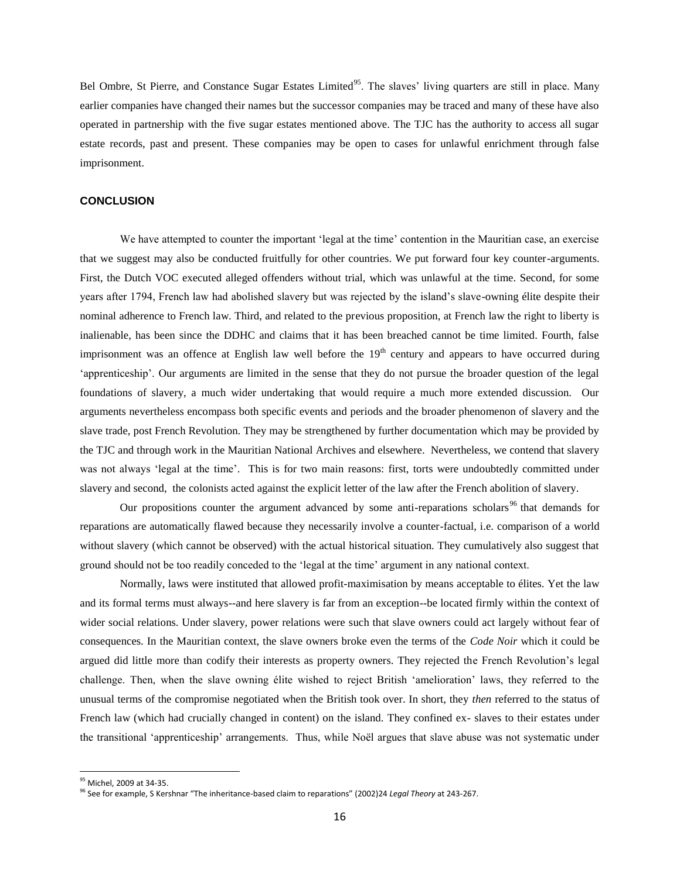Bel Ombre, St Pierre, and Constance Sugar Estates Limited[95]. The slaves' living quarters are still in place. Many earlier companies have changed their names but the successor companies may be traced and many of these have also operated in partnership with the five sugar estates mentioned above. The TJC has the authority to access all sugar estate records, past and present. These companies may be open to cases for unlawful enrichment through false imprisonment.

## CONCLUSION

We have attempted to counter the important 'legal at the time' contention in the Mauritian case, an exercise that we suggest may also be conducted fruitfully for other countries. We put forward four key counter-arguments. First, the Dutch VOC executed alleged offenders without trial, which was unlawful at the time. Second, for some years after 1794, French law had abolished slavery but was rejected by the island's slave-owning élite despite their nominal adherence to French law. Third, and related to the previous proposition, at French law the right to liberty is inalienable, has been since the DDHC and claims that it has been breached cannot be time limited. Fourth, false imprisonment was an offence at English law well before the 19th century and appears to have occurred during 'apprenticeship'. Our arguments are limited in the sense that they do not pursue the broader question of the legal foundations of slavery, a much wider undertaking that would require a much more extended discussion. Our arguments nevertheless encompass both specific events and periods and the broader phenomenon of slavery and the slave trade, post French Revolution. They may be strengthened by further documentation which may be provided by the TJC and through work in the Mauritian National Archives and elsewhere. Nevertheless, we contend that slavery was not always 'legal at the time'. This is for two main reasons: first, torts were undoubtedly committed under slavery and second, the colonists acted against the explicit letter of the law after the French abolition of slavery.

Our propositions counter the argument advanced by some anti-reparations scholars[96] that demands for reparations are automatically flawed because they necessarily involve a counter-factual, i.e. comparison of a world without slavery (which cannot be observed) with the actual historical situation. They cumulatively also suggest that ground should not be too readily conceded to the 'legal at the time' argument in any national context.

Normally, laws were instituted that allowed profit-maximisation by means acceptable to élites. Yet the law and its formal terms must always--and here slavery is far from an exception--be located firmly within the context of wider social relations. Under slavery, power relations were such that slave owners could act largely without fear of consequences. In the Mauritian context, the slave owners broke even the terms of the *Code Noir* which it could be argued did little more than codify their interests as property owners. They rejected the French Revolution's legal challenge. Then, when the slave owning élite wished to reject British 'amelioration' laws, they referred to the unusual terms of the compromise negotiated when the British took over. In short, they *then* referred to the status of French law (which had crucially changed in content) on the island. They confined ex- slaves to their estates under the transitional 'apprenticeship' arrangements. Thus, while Noël argues that slave abuse was not systematic under

[95] Michel, 2009 at 34-35.

[96] See for example, S Kershnar "The inheritance-based claim to reparations" (2002)24 *Legal Theory* at 243-267.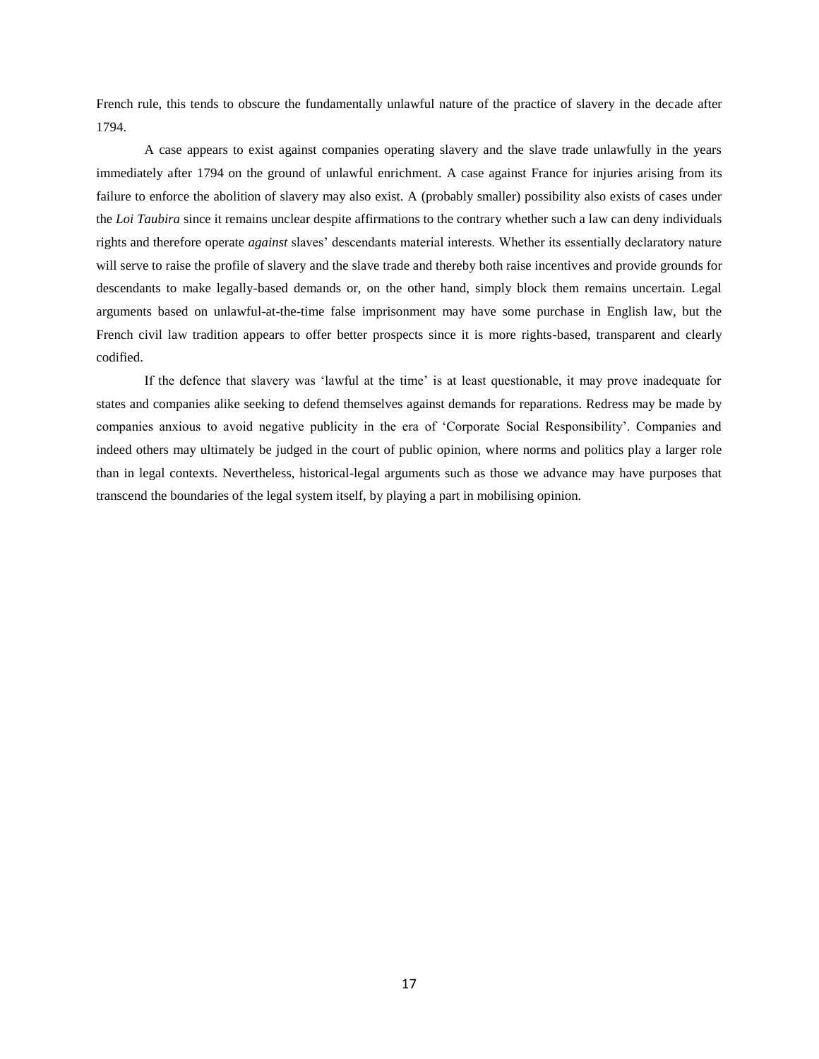French rule, this tends to obscure the fundamentally unlawful nature of the practice of slavery in the decade after 1794.

A case appears to exist against companies operating slavery and the slave trade unlawfully in the years immediately after 1794 on the ground of unlawful enrichment. A case against France for injuries arising from its failure to enforce the abolition of slavery may also exist. A (probably smaller) possibility also exists of cases under the *Loi Taubira* since it remains unclear despite affirmations to the contrary whether such a law can deny individuals rights and therefore operate *against* slaves' descendants material interests. Whether its essentially declaratory nature will serve to raise the profile of slavery and the slave trade and thereby both raise incentives and provide grounds for descendants to make legally-based demands or, on the other hand, simply block them remains uncertain. Legal arguments based on unlawful-at-the-time false imprisonment may have some purchase in English law, but the French civil law tradition appears to offer better prospects since it is more rights-based, transparent and clearly codified.

If the defence that slavery was 'lawful at the time' is at least questionable, it may prove inadequate for states and companies alike seeking to defend themselves against demands for reparations. Redress may be made by companies anxious to avoid negative publicity in the era of 'Corporate Social Responsibility'. Companies and indeed others may ultimately be judged in the court of public opinion, where norms and politics play a larger role than in legal contexts. Nevertheless, historical-legal arguments such as those we advance may have purposes that transcend the boundaries of the legal system itself, by playing a part in mobilising opinion.